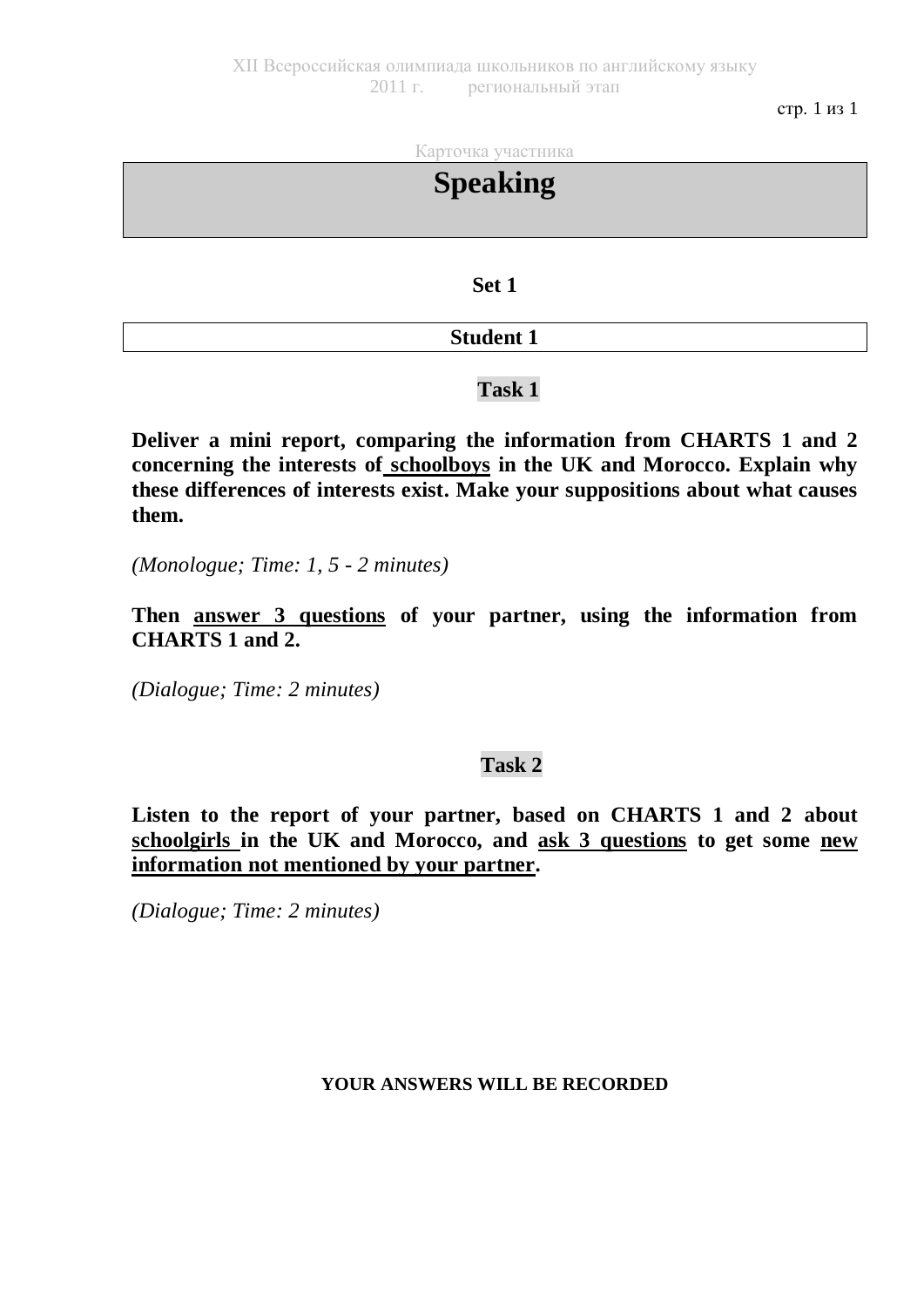XII Всероссийская олимпиада школьников по английскому языку
2011 г. региональный этап

Карточка участника

# Speaking

**Set 1**

**Student 1**

## Task 1

**Deliver a mini report, comparing the information from CHARTS 1 and 2 concerning the interests of <u>schoolboys</u> in the UK and Morocco. Explain why these differences of interests exist. Make your suppositions about what causes them.**

*(Monologue; Time: 1, 5 - 2 minutes)*

**Then <u>answer 3 questions</u> of your partner, using the information from CHARTS 1 and 2.**

*(Dialogue; Time: 2 minutes)*

## Task 2

**Listen to the report of your partner, based on CHARTS 1 and 2 about <u>schoolgirls</u> in the UK and Morocco, and <u>ask 3 questions</u> to get some <u>new information not mentioned by your partner</u>.**

*(Dialogue; Time: 2 minutes)*

**YOUR ANSWERS WILL BE RECORDED**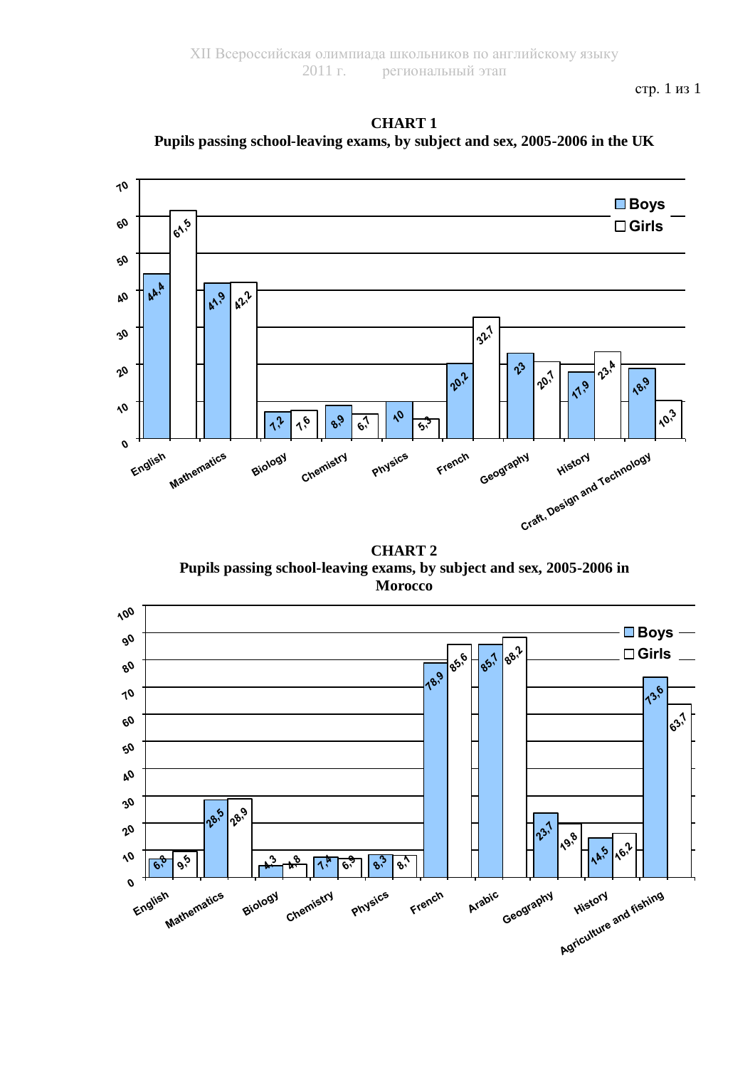**CHART 1**
**Pupils passing school-leaving exams, by subject and sex, 2005-2006 in the UK**

70
60
50
40
30
20
10
0

Boys
Girls

44,4
61,5
41,9
42,2
7,2
7,6
8,9
6,7
10
5,3
20,2
32,7
23
20,7
17,9
23,4
18,9
10,3

English
Mathematics
Biology
Chemistry
Physics
French
Geography
History
Craft, Design and Technology

**CHART 2**
**Pupils passing school-leaving exams, by subject and sex, 2005-2006 in Morocco**

100
90
80
70
60
50
40
30
20
10
0

Boys
Girls

6,8
9,5
28,5
28,9
4,3
4,8
7,4
6,9
8,3
8,1
78,9
85,6
85,7
88,2
23,7
19,8
14,5
16,2
73,6
63,7

English
Mathematics
Biology
Chemistry
Physics
French
Arabic
Geography
History
Agriculture and fishing